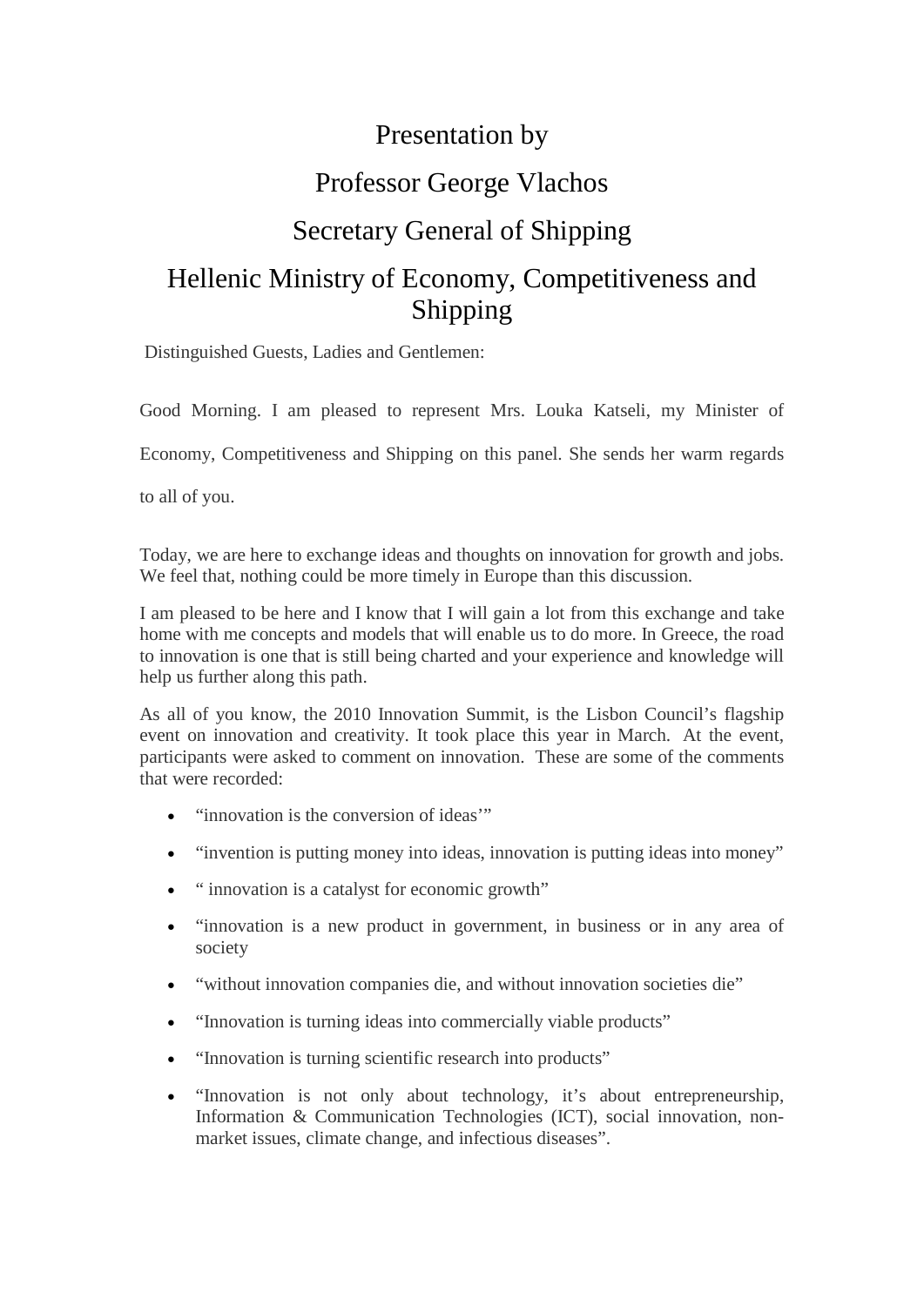# Presentation by

# Professor George Vlachos

# Secretary General of Shipping

# Hellenic Ministry of Economy, Competitiveness and Shipping

Distinguished Guests, Ladies and Gentlemen:

Good Morning. I am pleased to represent Mrs. Louka Katseli, my Minister of Economy, Competitiveness and Shipping on this panel. She sends her warm regards to all of you.

Today, we are here to exchange ideas and thoughts on innovation for growth and jobs. We feel that, nothing could be more timely in Europe than this discussion.

I am pleased to be here and I know that I will gain a lot from this exchange and take home with me concepts and models that will enable us to do more. In Greece, the road to innovation is one that is still being charted and your experience and knowledge will help us further along this path.

As all of you know, the 2010 Innovation Summit, is the Lisbon Council's flagship event on innovation and creativity. It took place this year in March. At the event, participants were asked to comment on innovation. These are some of the comments that were recorded:

- "innovation is the conversion of ideas'"
- "invention is putting money into ideas, innovation is putting ideas into money"
- " innovation is a catalyst for economic growth"
- "innovation is a new product in government, in business or in any area of society
- "without innovation companies die, and without innovation societies die"
- "Innovation is turning ideas into commercially viable products"
- "Innovation is turning scientific research into products"
- "Innovation is not only about technology, it's about entrepreneurship, Information & Communication Technologies (ICT), social innovation, non-market issues, climate change, and infectious diseases".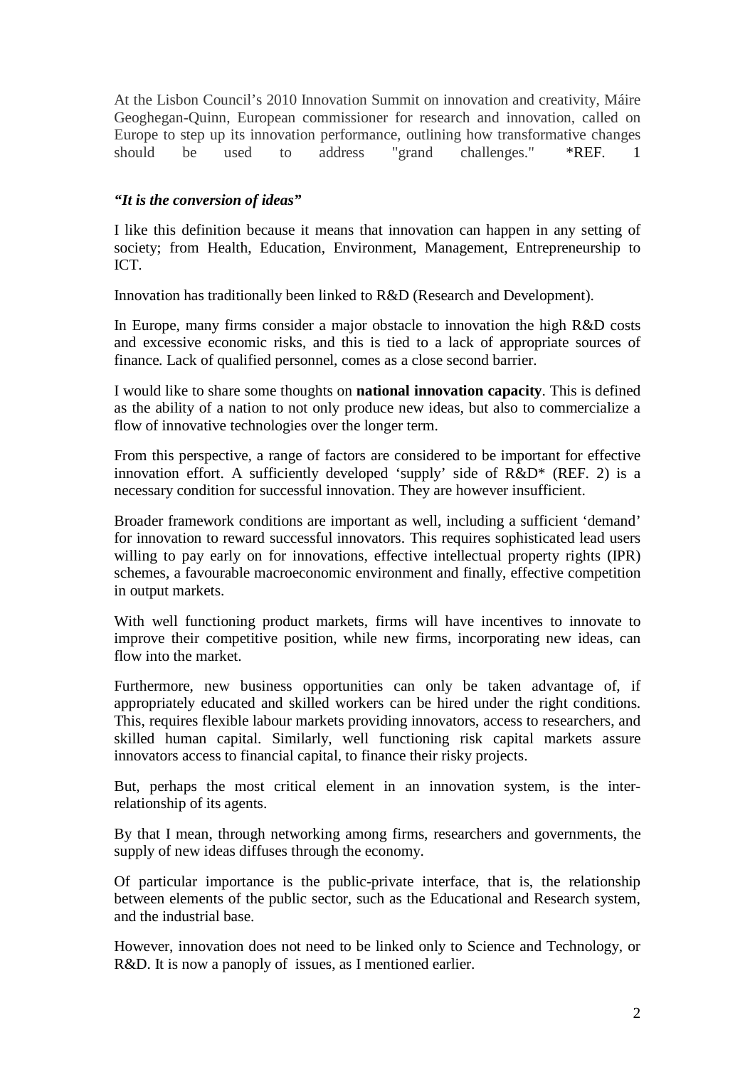At the Lisbon Council's 2010 Innovation Summit on innovation and creativity, Máire Geoghegan-Quinn, European commissioner for research and innovation, called on Europe to step up its innovation performance, outlining how transformative changes should be used to address "grand challenges." *REF. 1

***"It is the conversion of ideas"***

I like this definition because it means that innovation can happen in any setting of society; from Health, Education, Environment, Management, Entrepreneurship to ICT.

Innovation has traditionally been linked to R&D (Research and Development).

In Europe, many firms consider a major obstacle to innovation the high R&D costs and excessive economic risks, and this is tied to a lack of appropriate sources of finance. Lack of qualified personnel, comes as a close second barrier.

I would like to share some thoughts on **national innovation capacity**. This is defined as the ability of a nation to not only produce new ideas, but also to commercialize a flow of innovative technologies over the longer term.

From this perspective, a range of factors are considered to be important for effective innovation effort. A sufficiently developed 'supply' side of R&D* (REF. 2) is a necessary condition for successful innovation. They are however insufficient.

Broader framework conditions are important as well, including a sufficient 'demand' for innovation to reward successful innovators. This requires sophisticated lead users willing to pay early on for innovations, effective intellectual property rights (IPR) schemes, a favourable macroeconomic environment and finally, effective competition in output markets.

With well functioning product markets, firms will have incentives to innovate to improve their competitive position, while new firms, incorporating new ideas, can flow into the market.

Furthermore, new business opportunities can only be taken advantage of, if appropriately educated and skilled workers can be hired under the right conditions. This, requires flexible labour markets providing innovators, access to researchers, and skilled human capital. Similarly, well functioning risk capital markets assure innovators access to financial capital, to finance their risky projects.

But, perhaps the most critical element in an innovation system, is the inter-relationship of its agents.

By that I mean, through networking among firms, researchers and governments, the supply of new ideas diffuses through the economy.

Of particular importance is the public-private interface, that is, the relationship between elements of the public sector, such as the Educational and Research system, and the industrial base.

However, innovation does not need to be linked only to Science and Technology, or R&D. It is now a panoply of issues, as I mentioned earlier.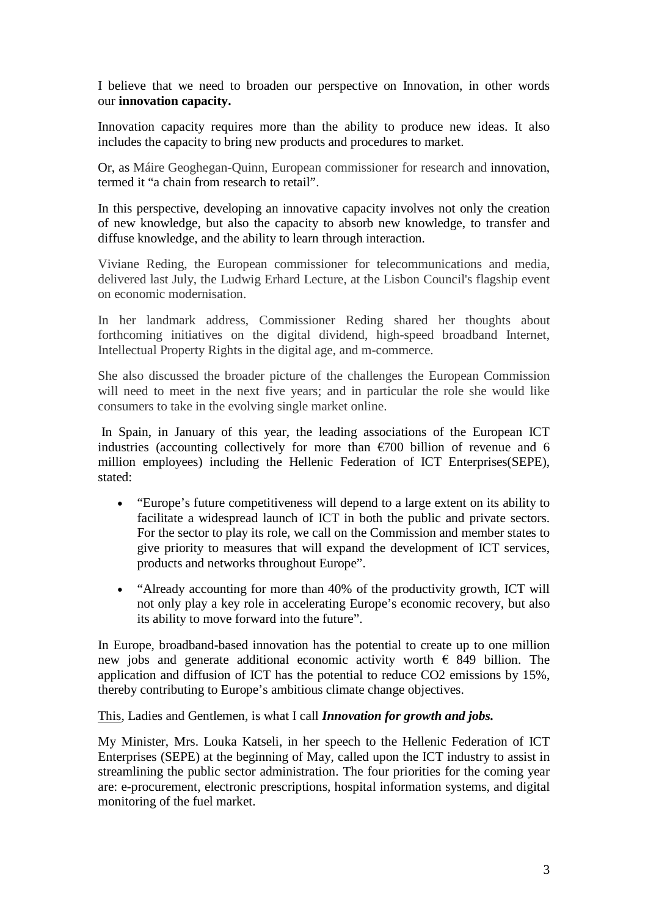I believe that we need to broaden our perspective on Innovation, in other words our **innovation capacity.**

Innovation capacity requires more than the ability to produce new ideas. It also includes the capacity to bring new products and procedures to market.

Or, as Máire Geoghegan-Quinn, European commissioner for research and innovation, termed it "a chain from research to retail".

In this perspective, developing an innovative capacity involves not only the creation of new knowledge, but also the capacity to absorb new knowledge, to transfer and diffuse knowledge, and the ability to learn through interaction.

Viviane Reding, the European commissioner for telecommunications and media, delivered last July, the Ludwig Erhard Lecture, at the Lisbon Council's flagship event on economic modernisation.

In her landmark address, Commissioner Reding shared her thoughts about forthcoming initiatives on the digital dividend, high-speed broadband Internet, Intellectual Property Rights in the digital age, and m-commerce.

She also discussed the broader picture of the challenges the European Commission will need to meet in the next five years; and in particular the role she would like consumers to take in the evolving single market online.

In Spain, in January of this year, the leading associations of the European ICT industries (accounting collectively for more than €700 billion of revenue and 6 million employees) including the Hellenic Federation of ICT Enterprises(SEPE), stated:

- "Europe's future competitiveness will depend to a large extent on its ability to facilitate a widespread launch of ICT in both the public and private sectors. For the sector to play its role, we call on the Commission and member states to give priority to measures that will expand the development of ICT services, products and networks throughout Europe".
- "Already accounting for more than 40% of the productivity growth, ICT will not only play a key role in accelerating Europe's economic recovery, but also its ability to move forward into the future".

In Europe, broadband-based innovation has the potential to create up to one million new jobs and generate additional economic activity worth € 849 billion. The application and diffusion of ICT has the potential to reduce CO2 emissions by 15%, thereby contributing to Europe's ambitious climate change objectives.

<u>This</u>, Ladies and Gentlemen, is what I call ***Innovation for growth and jobs.***

My Minister, Mrs. Louka Katseli, in her speech to the Hellenic Federation of ICT Enterprises (SEPE) at the beginning of May, called upon the ICT industry to assist in streamlining the public sector administration. The four priorities for the coming year are: e-procurement, electronic prescriptions, hospital information systems, and digital monitoring of the fuel market.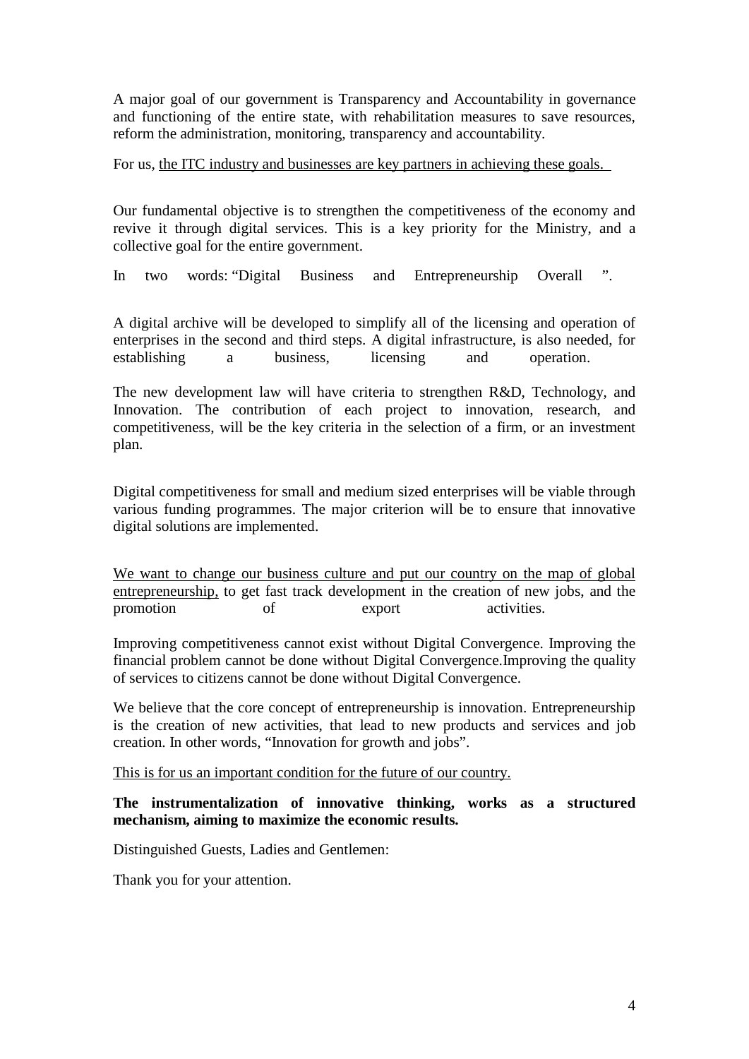A major goal of our government is Transparency and Accountability in governance and functioning of the entire state, with rehabilitation measures to save resources, reform the administration, monitoring, transparency and accountability.

For us, <u>the ITC industry and businesses are key partners in achieving these goals.</u>

Our fundamental objective is to strengthen the competitiveness of the economy and revive it through digital services. This is a key priority for the Ministry, and a collective goal for the entire government.

In two words: "Digital Business and Entrepreneurship Overall ".

A digital archive will be developed to simplify all of the licensing and operation of enterprises in the second and third steps. A digital infrastructure, is also needed, for establishing a business, licensing and operation.

The new development law will have criteria to strengthen R&D, Technology, and Innovation. The contribution of each project to innovation, research, and competitiveness, will be the key criteria in the selection of a firm, or an investment plan.

Digital competitiveness for small and medium sized enterprises will be viable through various funding programmes. The major criterion will be to ensure that innovative digital solutions are implemented.

<u>We want to change our business culture and put our country on the map of global entrepreneurship,</u> to get fast track development in the creation of new jobs, and the promotion of export activities.

Improving competitiveness cannot exist without Digital Convergence. Improving the financial problem cannot be done without Digital Convergence.Improving the quality of services to citizens cannot be done without Digital Convergence.

We believe that the core concept of entrepreneurship is innovation. Entrepreneurship is the creation of new activities, that lead to new products and services and job creation. In other words, "Innovation for growth and jobs".

<u>This is for us an important condition for the future of our country.</u>

**The instrumentalization of innovative thinking, works as a structured mechanism, aiming to maximize the economic results.**

Distinguished Guests, Ladies and Gentlemen:

Thank you for your attention.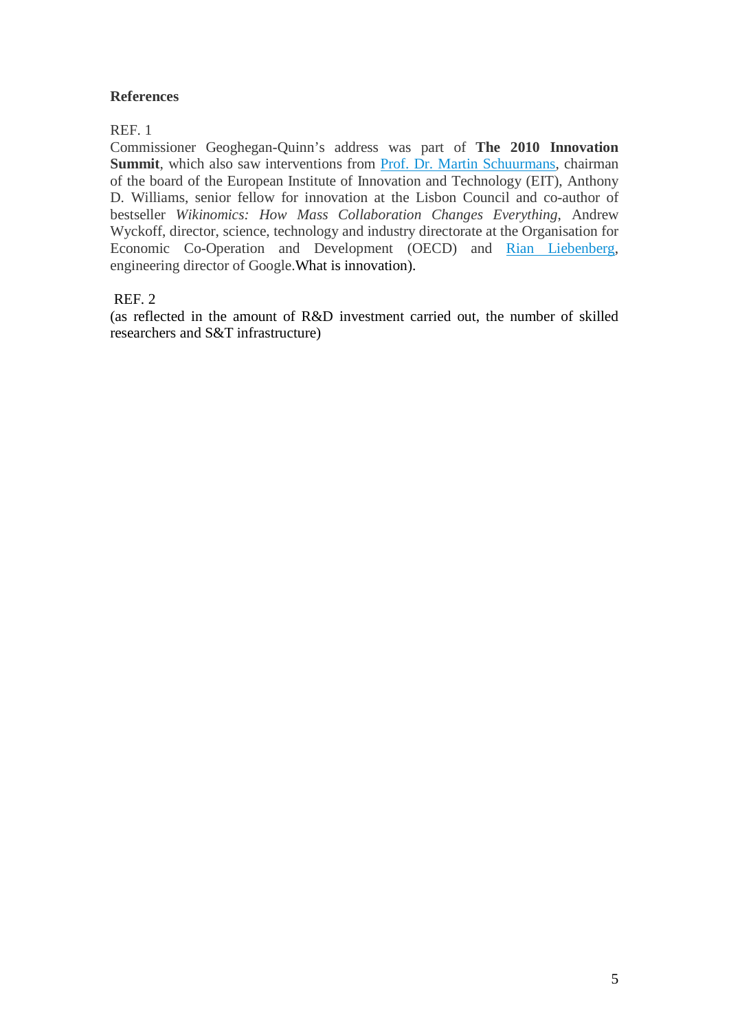**References**

REF. 1

Commissioner Geoghegan-Quinn's address was part of **The 2010 Innovation Summit**, which also saw interventions from Prof. Dr. Martin Schuurmans, chairman of the board of the European Institute of Innovation and Technology (EIT), Anthony D. Williams, senior fellow for innovation at the Lisbon Council and co-author of bestseller *Wikinomics: How Mass Collaboration Changes Everything*, Andrew Wyckoff, director, science, technology and industry directorate at the Organisation for Economic Co-Operation and Development (OECD) and Rian Liebenberg, engineering director of Google.What is innovation).

REF. 2

(as reflected in the amount of R&D investment carried out, the number of skilled researchers and S&T infrastructure)